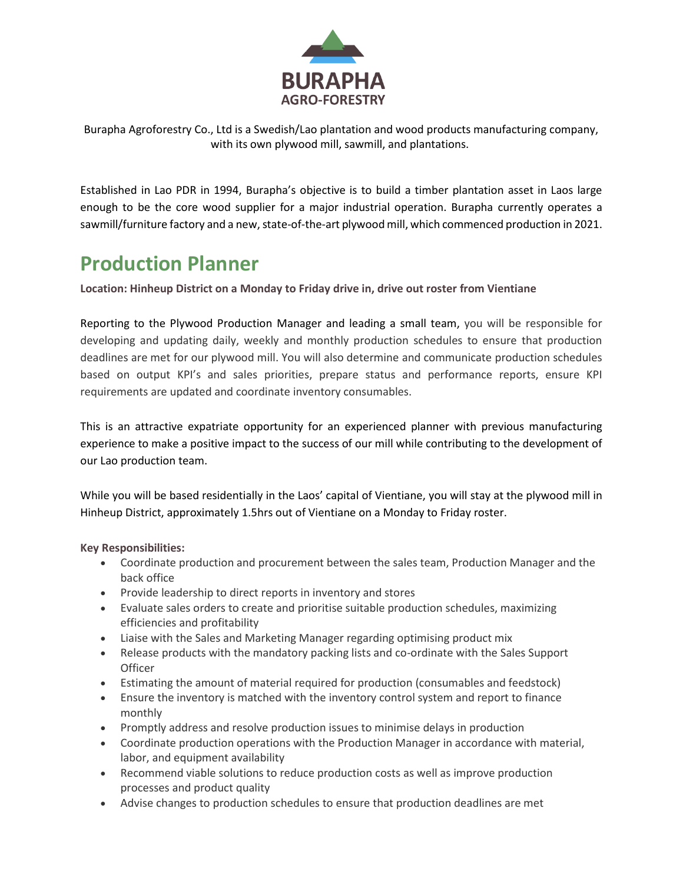BURAPHA

AGRO-FORESTRY

Burapha Agroforestry Co., Ltd is a Swedish/Lao plantation and wood products manufacturing company, with its own plywood mill, sawmill, and plantations.

Established in Lao PDR in 1994, Burapha's objective is to build a timber plantation asset in Laos large enough to be the core wood supplier for a major industrial operation. Burapha currently operates a sawmill/furniture factory and a new, state-of-the-art plywood mill, which commenced production in 2021.

# Production Planner

**Location: Hinheup District on a Monday to Friday drive in, drive out roster from Vientiane**

Reporting to the Plywood Production Manager and leading a small team, you will be responsible for developing and updating daily, weekly and monthly production schedules to ensure that production deadlines are met for our plywood mill. You will also determine and communicate production schedules based on output KPI's and sales priorities, prepare status and performance reports, ensure KPI requirements are updated and coordinate inventory consumables.

This is an attractive expatriate opportunity for an experienced planner with previous manufacturing experience to make a positive impact to the success of our mill while contributing to the development of our Lao production team.

While you will be based residentially in the Laos' capital of Vientiane, you will stay at the plywood mill in Hinheup District, approximately 1.5hrs out of Vientiane on a Monday to Friday roster.

**Key Responsibilities:**

- Coordinate production and procurement between the sales team, Production Manager and the back office
- Provide leadership to direct reports in inventory and stores
- Evaluate sales orders to create and prioritise suitable production schedules, maximizing efficiencies and profitability
- Liaise with the Sales and Marketing Manager regarding optimising product mix
- Release products with the mandatory packing lists and co-ordinate with the Sales Support Officer
- Estimating the amount of material required for production (consumables and feedstock)
- Ensure the inventory is matched with the inventory control system and report to finance monthly
- Promptly address and resolve production issues to minimise delays in production
- Coordinate production operations with the Production Manager in accordance with material, labor, and equipment availability
- Recommend viable solutions to reduce production costs as well as improve production processes and product quality
- Advise changes to production schedules to ensure that production deadlines are met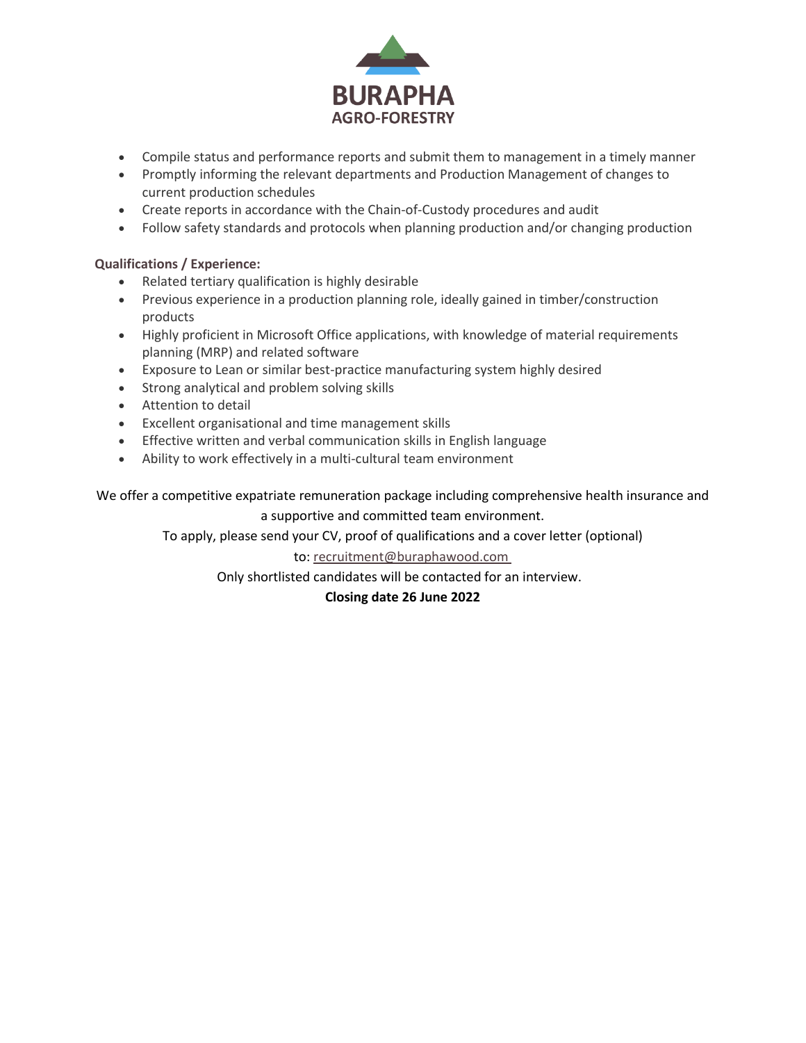BURAPHA
AGRO-FORESTRY

- Compile status and performance reports and submit them to management in a timely manner
- Promptly informing the relevant departments and Production Management of changes to current production schedules
- Create reports in accordance with the Chain-of-Custody procedures and audit
- Follow safety standards and protocols when planning production and/or changing production

**Qualifications / Experience:**

- Related tertiary qualification is highly desirable
- Previous experience in a production planning role, ideally gained in timber/construction products
- Highly proficient in Microsoft Office applications, with knowledge of material requirements planning (MRP) and related software
- Exposure to Lean or similar best-practice manufacturing system highly desired
- Strong analytical and problem solving skills
- Attention to detail
- Excellent organisational and time management skills
- Effective written and verbal communication skills in English language
- Ability to work effectively in a multi-cultural team environment

We offer a competitive expatriate remuneration package including comprehensive health insurance and a supportive and committed team environment.

To apply, please send your CV, proof of qualifications and a cover letter (optional)

to: recruitment@buraphawood.com

Only shortlisted candidates will be contacted for an interview.

**Closing date 26 June 2022**